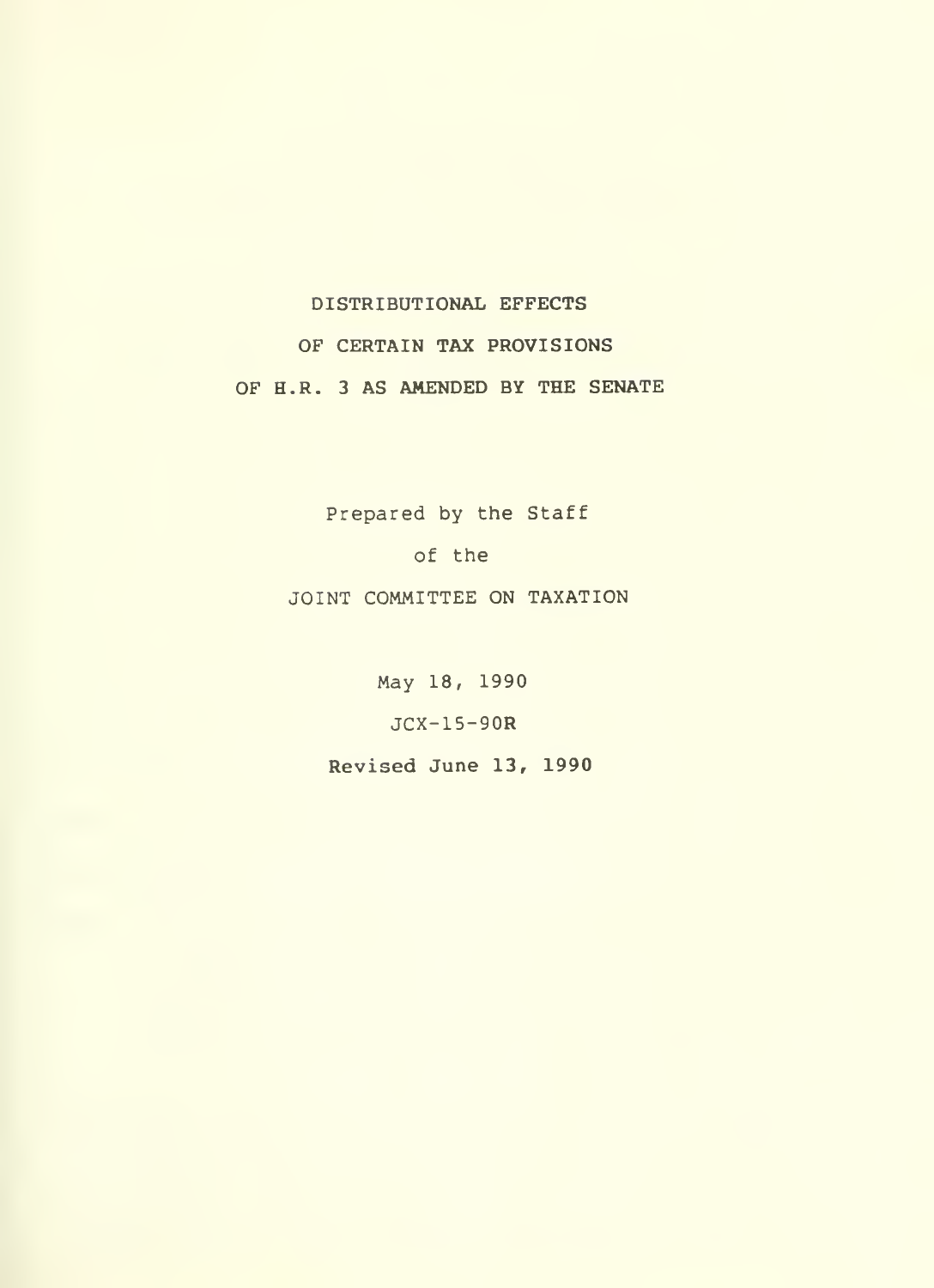# DISTRIBUTIONAL EFFECTS
# OF CERTAIN TAX PROVISIONS
# OF H.R. 3 AS AMENDED BY THE SENATE

Prepared by the Staff

of the

JOINT COMMITTEE ON TAXATION

May 18, 1990

JCX-15-90R

**Revised June 13, 1990**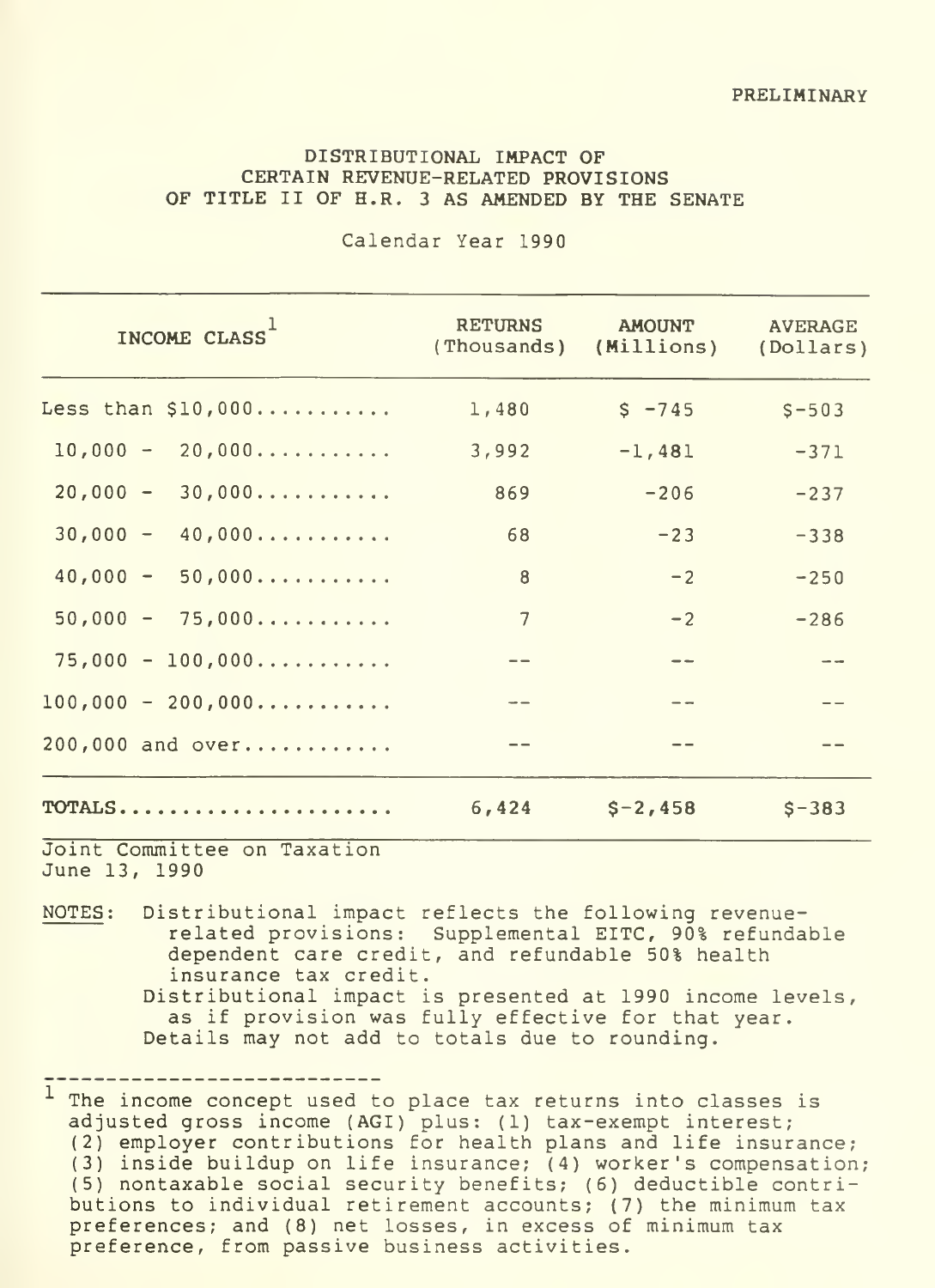PRELIMINARY

# DISTRIBUTIONAL IMPACT OF CERTAIN REVENUE-RELATED PROVISIONS OF TITLE II OF H.R. 3 AS AMENDED BY THE SENATE

Calendar Year 1990

| INCOME CLASS[1] | RETURNS (Thousands) | AMOUNT (Millions) | AVERAGE (Dollars) |
|---|---|---|---|
| Less than $10,000.......... | 1,480 | $ -745 | $-503 |
| 10,000 - 20,000.......... | 3,992 | -1,481 | -371 |
| 20,000 - 30,000.......... | 869 | -206 | -237 |
| 30,000 - 40,000.......... | 68 | -23 | -338 |
| 40,000 - 50,000.......... | 8 | -2 | -250 |
| 50,000 - 75,000.......... | 7 | -2 | -286 |
| 75,000 - 100,000.......... | -- | -- | -- |
| 100,000 - 200,000.......... | -- | -- | -- |
| 200,000 and over........... | -- | -- | -- |
| **TOTALS**..................... | 6,424 | $-2,458 | $-383 |

Joint Committee on Taxation
June 13, 1990

NOTES: Distributional impact reflects the following revenue-related provisions: Supplemental EITC, 90% refundable dependent care credit, and refundable 50% health insurance tax credit.
Distributional impact is presented at 1990 income levels, as if provision was fully effective for that year.
Details may not add to totals due to rounding.

---

[1] The income concept used to place tax returns into classes is adjusted gross income (AGI) plus: (1) tax-exempt interest; (2) employer contributions for health plans and life insurance; (3) inside buildup on life insurance; (4) worker's compensation; (5) nontaxable social security benefits; (6) deductible contributions to individual retirement accounts; (7) the minimum tax preferences; and (8) net losses, in excess of minimum tax preference, from passive business activities.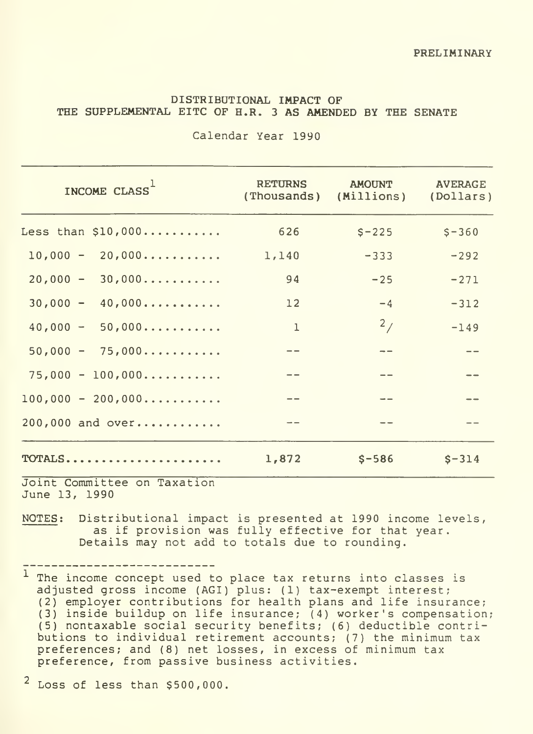PRELIMINARY

# DISTRIBUTIONAL IMPACT OF THE SUPPLEMENTAL EITC OF H.R. 3 AS AMENDED BY THE SENATE

Calendar Year 1990

| INCOME CLASS [1] | RETURNS (Thousands) | AMOUNT (Millions) | AVERAGE (Dollars) |
|---|---|---|---|
| Less than $10,000 | 626 | $-225 | $-360 |
| 10,000 - 20,000 | 1,140 | -333 | -292 |
| 20,000 - 30,000 | 94 | -25 | -271 |
| 30,000 - 40,000 | 12 | -4 | -312 |
| 40,000 - 50,000 | 1 | [2] | -149 |
| 50,000 - 75,000 | -- | -- | -- |
| 75,000 - 100,000 | -- | -- | -- |
| 100,000 - 200,000 | -- | -- | -- |
| 200,000 and over | -- | -- | -- |
| TOTALS | 1,872 | $-586 | $-314 |

Joint Committee on Taxation
June 13, 1990

NOTES: Distributional impact is presented at 1990 income levels, as if provision was fully effective for that year. Details may not add to totals due to rounding.

---

[1] The income concept used to place tax returns into classes is adjusted gross income (AGI) plus: (1) tax-exempt interest; (2) employer contributions for health plans and life insurance; (3) inside buildup on life insurance; (4) worker's compensation; (5) nontaxable social security benefits; (6) deductible contributions to individual retirement accounts; (7) the minimum tax preferences; and (8) net losses, in excess of minimum tax preference, from passive business activities.

[2] Loss of less than $500,000.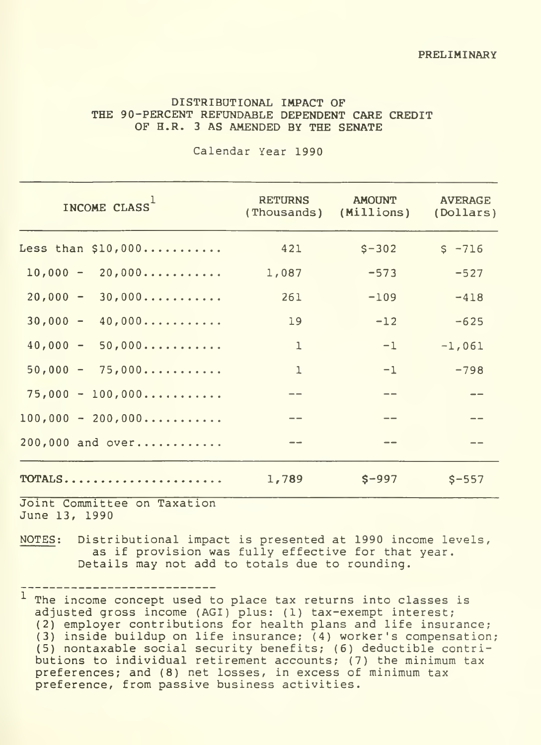PRELIMINARY

# DISTRIBUTIONAL IMPACT OF THE 90-PERCENT REFUNDABLE DEPENDENT CARE CREDIT OF H.R. 3 AS AMENDED BY THE SENATE

Calendar Year 1990

| INCOME CLASS[1] | RETURNS (Thousands) | AMOUNT (Millions) | AVERAGE (Dollars) |
|---|---|---|---|
| Less than $10,000........... | 421 | $-302 | $ -716 |
| 10,000 - 20,000........... | 1,087 | -573 | -527 |
| 20,000 - 30,000........... | 261 | -109 | -418 |
| 30,000 - 40,000........... | 19 | -12 | -625 |
| 40,000 - 50,000........... | 1 | -1 | -1,061 |
| 50,000 - 75,000........... | 1 | -1 | -798 |
| 75,000 - 100,000........... | -- | -- | -- |
| 100,000 - 200,000........... | -- | -- | -- |
| 200,000 and over............ | -- | -- | -- |
| **TOTALS**...................... | 1,789 | $-997 | $-557 |

Joint Committee on Taxation
June 13, 1990

NOTES: Distributional impact is presented at 1990 income levels, as if provision was fully effective for that year. Details may not add to totals due to rounding.

---

[1] The income concept used to place tax returns into classes is adjusted gross income (AGI) plus: (1) tax-exempt interest; (2) employer contributions for health plans and life insurance; (3) inside buildup on life insurance; (4) worker's compensation; (5) nontaxable social security benefits; (6) deductible contributions to individual retirement accounts; (7) the minimum tax preferences; and (8) net losses, in excess of minimum tax preference, from passive business activities.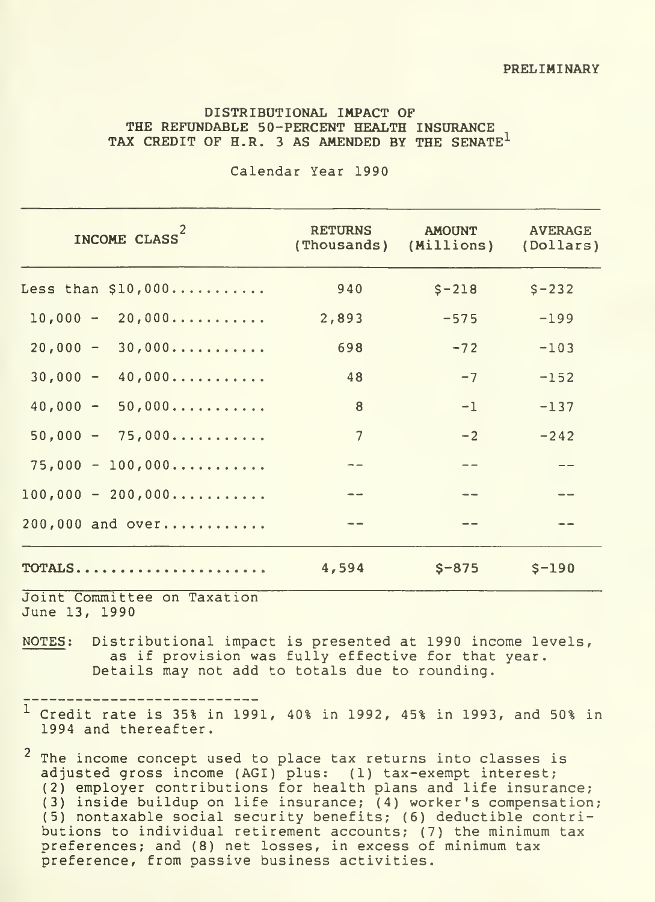PRELIMINARY

# DISTRIBUTIONAL IMPACT OF THE REFUNDABLE 50-PERCENT HEALTH INSURANCE TAX CREDIT OF H.R. 3 AS AMENDED BY THE SENATE[1]

Calendar Year 1990

| INCOME CLASS[2] | RETURNS (Thousands) | AMOUNT (Millions) | AVERAGE (Dollars) |
|---|---|---|---|
| Less than $10,000.......... | 940 | $-218 | $-232 |
| 10,000 - 20,000.......... | 2,893 | -575 | -199 |
| 20,000 - 30,000.......... | 698 | -72 | -103 |
| 30,000 - 40,000.......... | 48 | -7 | -152 |
| 40,000 - 50,000.......... | 8 | -1 | -137 |
| 50,000 - 75,000.......... | 7 | -2 | -242 |
| 75,000 - 100,000.......... | -- | -- | -- |
| 100,000 - 200,000.......... | -- | -- | -- |
| 200,000 and over........... | -- | -- | -- |
| **TOTALS**..................... | 4,594 | $-875 | $-190 |

Joint Committee on Taxation
June 13, 1990

<u>NOTES</u>: Distributional impact is presented at 1990 income levels, as if provision was fully effective for that year. Details may not add to totals due to rounding.

---

[1] Credit rate is 35% in 1991, 40% in 1992, 45% in 1993, and 50% in 1994 and thereafter.

[2] The income concept used to place tax returns into classes is adjusted gross income (AGI) plus: (1) tax-exempt interest; (2) employer contributions for health plans and life insurance; (3) inside buildup on life insurance; (4) worker's compensation; (5) nontaxable social security benefits; (6) deductible contributions to individual retirement accounts; (7) the minimum tax preferences; and (8) net losses, in excess of minimum tax preference, from passive business activities.